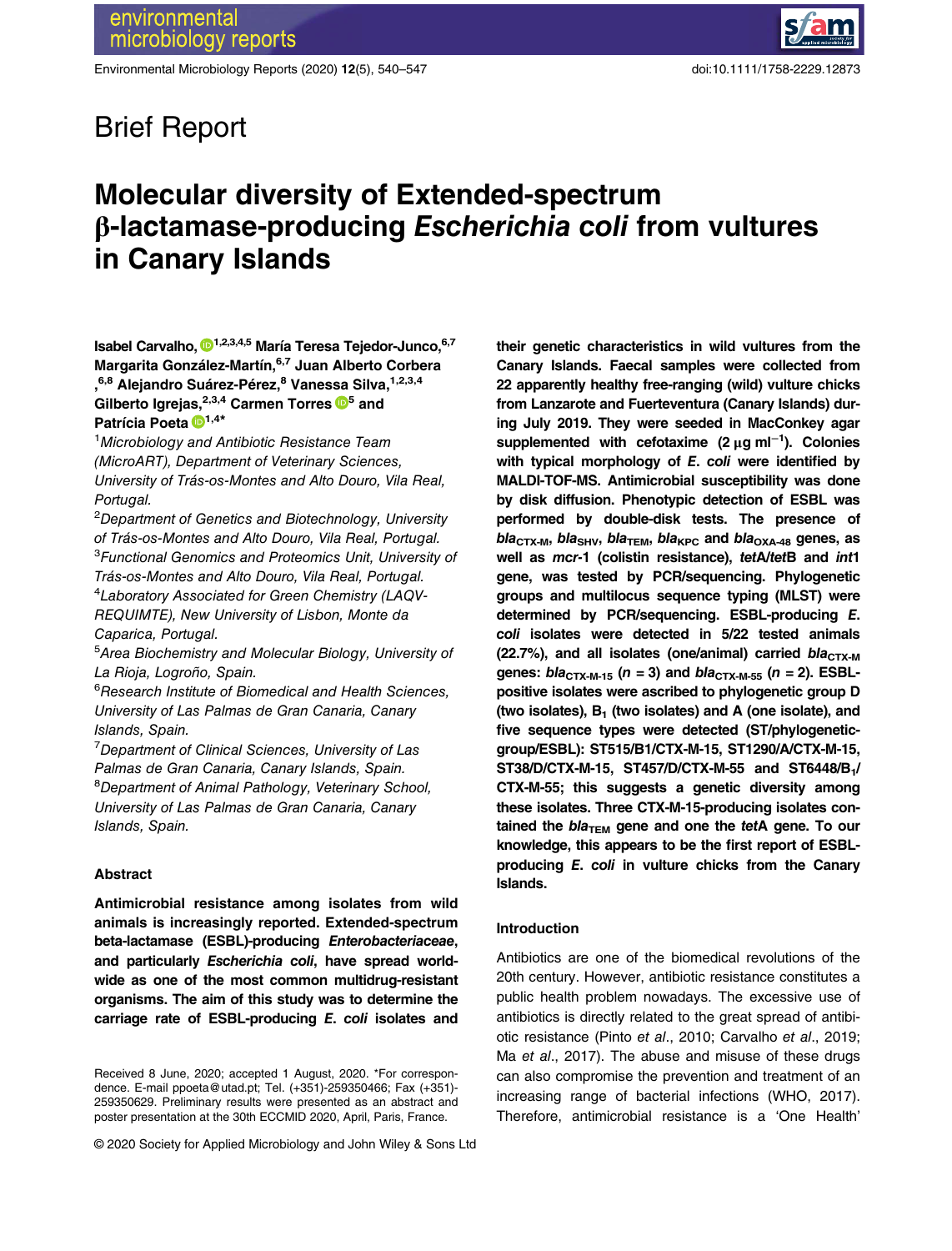Brief Report

# Molecular diversity of Extended-spectrum β-lactamase-producing *Escherichia coli* from vultures in Canary Islands

**Isabel Carvalho,[1,2,3,4,5] María Teresa Tejedor-Junco,[6,7] Margarita González-Martín,[6,7] Juan Alberto Corbera,[6,8] Alejandro Suárez-Pérez,[8] Vanessa Silva,[1,2,3,4] Gilberto Igrejas,[2,3,4] Carmen Torres[5] and Patrícia Poeta[1,4*]**

[1]*Microbiology and Antibiotic Resistance Team (MicroART), Department of Veterinary Sciences, University of Trás-os-Montes and Alto Douro, Vila Real, Portugal.*
[2]*Department of Genetics and Biotechnology, University of Trás-os-Montes and Alto Douro, Vila Real, Portugal.*
[3]*Functional Genomics and Proteomics Unit, University of Trás-os-Montes and Alto Douro, Vila Real, Portugal.*
[4]*Laboratory Associated for Green Chemistry (LAQV-REQUIMTE), New University of Lisbon, Monte da Caparica, Portugal.*
[5]*Area Biochemistry and Molecular Biology, University of La Rioja, Logroño, Spain.*
[6]*Research Institute of Biomedical and Health Sciences, University of Las Palmas de Gran Canaria, Canary Islands, Spain.*
[7]*Department of Clinical Sciences, University of Las Palmas de Gran Canaria, Canary Islands, Spain.*
[8]*Department of Animal Pathology, Veterinary School, University of Las Palmas de Gran Canaria, Canary Islands, Spain.*

## Abstract

**Antimicrobial resistance among isolates from wild animals is increasingly reported. Extended-spectrum beta-lactamase (ESBL)-producing *Enterobacteriaceae*, and particularly *Escherichia coli*, have spread worldwide as one of the most common multidrug-resistant organisms. The aim of this study was to determine the carriage rate of ESBL-producing *E. coli* isolates and their genetic characteristics in wild vultures from the Canary Islands. Faecal samples were collected from 22 apparently healthy free-ranging (wild) vulture chicks from Lanzarote and Fuerteventura (Canary Islands) during July 2019. They were seeded in MacConkey agar supplemented with cefotaxime (2 μg ml$^{-1}$). Colonies with typical morphology of *E. coli* were identified by MALDI-TOF-MS. Antimicrobial susceptibility was done by disk diffusion. Phenotypic detection of ESBL was performed by double-disk tests. The presence of *bla*$_{CTX\text{-}M}$, *bla*$_{SHV}$, *bla*$_{TEM}$, *bla*$_{KPC}$ and *bla*$_{OXA\text{-}48}$ genes, as well as *mcr*-1 (colistin resistance), *tet*A/*tet*B and *int*1 gene, was tested by PCR/sequencing. Phylogenetic groups and multilocus sequence typing (MLST) were determined by PCR/sequencing. ESBL-producing *E. coli* isolates were detected in 5/22 tested animals (22.7%), and all isolates (one/animal) carried *bla*$_{CTX\text{-}M}$ genes: *bla*$_{CTX\text{-}M\text{-}15}$ (*n* = 3) and *bla*$_{CTX\text{-}M\text{-}55}$ (*n* = 2). ESBL-positive isolates were ascribed to phylogenetic group D (two isolates), B$_1$ (two isolates) and A (one isolate), and five sequence types were detected (ST/phylogenetic-group/ESBL): ST515/B1/CTX-M-15, ST1290/A/CTX-M-15, ST38/D/CTX-M-15, ST457/D/CTX-M-55 and ST6448/B$_1$/CTX-M-55; this suggests a genetic diversity among these isolates. Three CTX-M-15-producing isolates contained the *bla*$_{TEM}$ gene and one the *tet*A gene. To our knowledge, this appears to be the first report of ESBL-producing *E. coli* in vulture chicks from the Canary Islands.**

## Introduction

Antibiotics are one of the biomedical revolutions of the 20th century. However, antibiotic resistance constitutes a public health problem nowadays. The excessive use of antibiotics is directly related to the great spread of antibiotic resistance (Pinto *et al*., 2010; Carvalho *et al*., 2019; Ma *et al*., 2017). The abuse and misuse of these drugs can also compromise the prevention and treatment of an increasing range of bacterial infections (WHO, 2017). Therefore, antimicrobial resistance is a 'One Health'

Received 8 June, 2020; accepted 1 August, 2020. *For correspondence. E-mail ppoeta@utad.pt; Tel. (+351)-259350466; Fax (+351)-259350629. Preliminary results were presented as an abstract and poster presentation at the 30th ECCMID 2020, April, Paris, France.

© 2020 Society for Applied Microbiology and John Wiley & Sons Ltd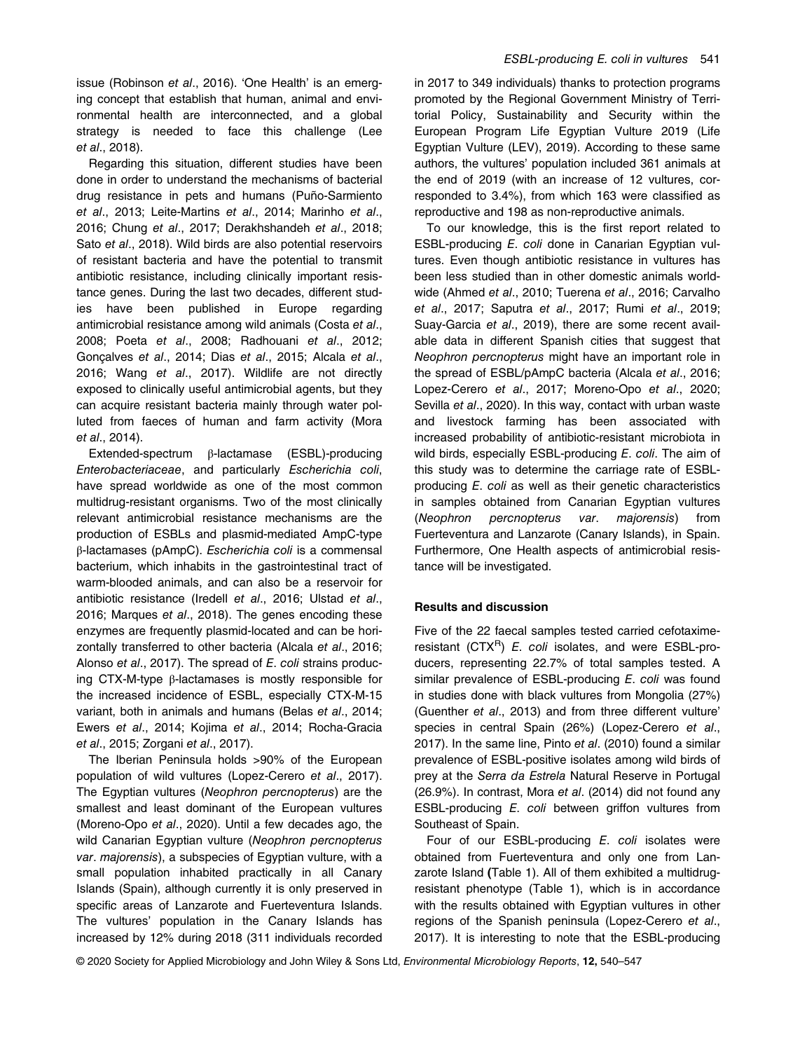issue (Robinson *et al*., 2016). 'One Health' is an emerging concept that establish that human, animal and environmental health are interconnected, and a global strategy is needed to face this challenge (Lee *et al*., 2018).

Regarding this situation, different studies have been done in order to understand the mechanisms of bacterial drug resistance in pets and humans (Puño-Sarmiento *et al*., 2013; Leite-Martins *et al*., 2014; Marinho *et al*., 2016; Chung *et al*., 2017; Derakhshandeh *et al*., 2018; Sato *et al*., 2018). Wild birds are also potential reservoirs of resistant bacteria and have the potential to transmit antibiotic resistance, including clinically important resistance genes. During the last two decades, different studies have been published in Europe regarding antimicrobial resistance among wild animals (Costa *et al*., 2008; Poeta *et al*., 2008; Radhouani *et al*., 2012; Gonçalves *et al*., 2014; Dias *et al*., 2015; Alcala *et al*., 2016; Wang *et al*., 2017). Wildlife are not directly exposed to clinically useful antimicrobial agents, but they can acquire resistant bacteria mainly through water polluted from faeces of human and farm activity (Mora *et al*., 2014).

Extended-spectrum β-lactamase (ESBL)-producing *Enterobacteriaceae*, and particularly *Escherichia coli*, have spread worldwide as one of the most common multidrug-resistant organisms. Two of the most clinically relevant antimicrobial resistance mechanisms are the production of ESBLs and plasmid-mediated AmpC-type β-lactamases (pAmpC). *Escherichia coli* is a commensal bacterium, which inhabits in the gastrointestinal tract of warm-blooded animals, and can also be a reservoir for antibiotic resistance (Iredell *et al*., 2016; Ulstad *et al*., 2016; Marques *et al*., 2018). The genes encoding these enzymes are frequently plasmid-located and can be horizontally transferred to other bacteria (Alcala *et al*., 2016; Alonso *et al*., 2017). The spread of *E. coli* strains producing CTX-M-type β-lactamases is mostly responsible for the increased incidence of ESBL, especially CTX-M-15 variant, both in animals and humans (Belas *et al*., 2014; Ewers *et al*., 2014; Kojima *et al*., 2014; Rocha-Gracia *et al*., 2015; Zorgani *et al*., 2017).

The Iberian Peninsula holds >90% of the European population of wild vultures (Lopez-Cerero *et al*., 2017). The Egyptian vultures (*Neophron percnopterus*) are the smallest and least dominant of the European vultures (Moreno-Opo *et al*., 2020). Until a few decades ago, the wild Canarian Egyptian vulture (*Neophron percnopterus var*. *majorensis*), a subspecies of Egyptian vulture, with a small population inhabited practically in all Canary Islands (Spain), although currently it is only preserved in specific areas of Lanzarote and Fuerteventura Islands. The vultures' population in the Canary Islands has increased by 12% during 2018 (311 individuals recorded in 2017 to 349 individuals) thanks to protection programs promoted by the Regional Government Ministry of Territorial Policy, Sustainability and Security within the European Program Life Egyptian Vulture 2019 (Life Egyptian Vulture (LEV), 2019). According to these same authors, the vultures' population included 361 animals at the end of 2019 (with an increase of 12 vultures, corresponded to 3.4%), from which 163 were classified as reproductive and 198 as non-reproductive animals.

To our knowledge, this is the first report related to ESBL-producing *E. coli* done in Canarian Egyptian vultures. Even though antibiotic resistance in vultures has been less studied than in other domestic animals worldwide (Ahmed *et al*., 2010; Tuerena *et al*., 2016; Carvalho *et al*., 2017; Saputra *et al*., 2017; Rumi *et al*., 2019; Suay-Garcia *et al*., 2019), there are some recent available data in different Spanish cities that suggest that *Neophron percnopterus* might have an important role in the spread of ESBL/pAmpC bacteria (Alcala *et al*., 2016; Lopez-Cerero *et al*., 2017; Moreno-Opo *et al*., 2020; Sevilla *et al*., 2020). In this way, contact with urban waste and livestock farming has been associated with increased probability of antibiotic-resistant microbiota in wild birds, especially ESBL-producing *E. coli*. The aim of this study was to determine the carriage rate of ESBL-producing *E. coli* as well as their genetic characteristics in samples obtained from Canarian Egyptian vultures (*Neophron percnopterus var*. *majorensis*) from Fuerteventura and Lanzarote (Canary Islands), in Spain. Furthermore, One Health aspects of antimicrobial resistance will be investigated.

### Results and discussion

Five of the 22 faecal samples tested carried cefotaxime-resistant ($CTX^R$) *E. coli* isolates, and were ESBL-producers, representing 22.7% of total samples tested. A similar prevalence of ESBL-producing *E. coli* was found in studies done with black vultures from Mongolia (27%) (Guenther *et al*., 2013) and from three different vulture' species in central Spain (26%) (Lopez-Cerero *et al*., 2017). In the same line, Pinto *et al*. (2010) found a similar prevalence of ESBL-positive isolates among wild birds of prey at the *Serra da Estrela* Natural Reserve in Portugal (26.9%). In contrast, Mora *et al*. (2014) did not found any ESBL-producing *E. coli* between griffon vultures from Southeast of Spain.

Four of our ESBL-producing *E. coli* isolates were obtained from Fuerteventura and only one from Lanzarote Island (Table 1). All of them exhibited a multidrug-resistant phenotype (Table 1), which is in accordance with the results obtained with Egyptian vultures in other regions of the Spanish peninsula (Lopez-Cerero *et al*., 2017). It is interesting to note that the ESBL-producing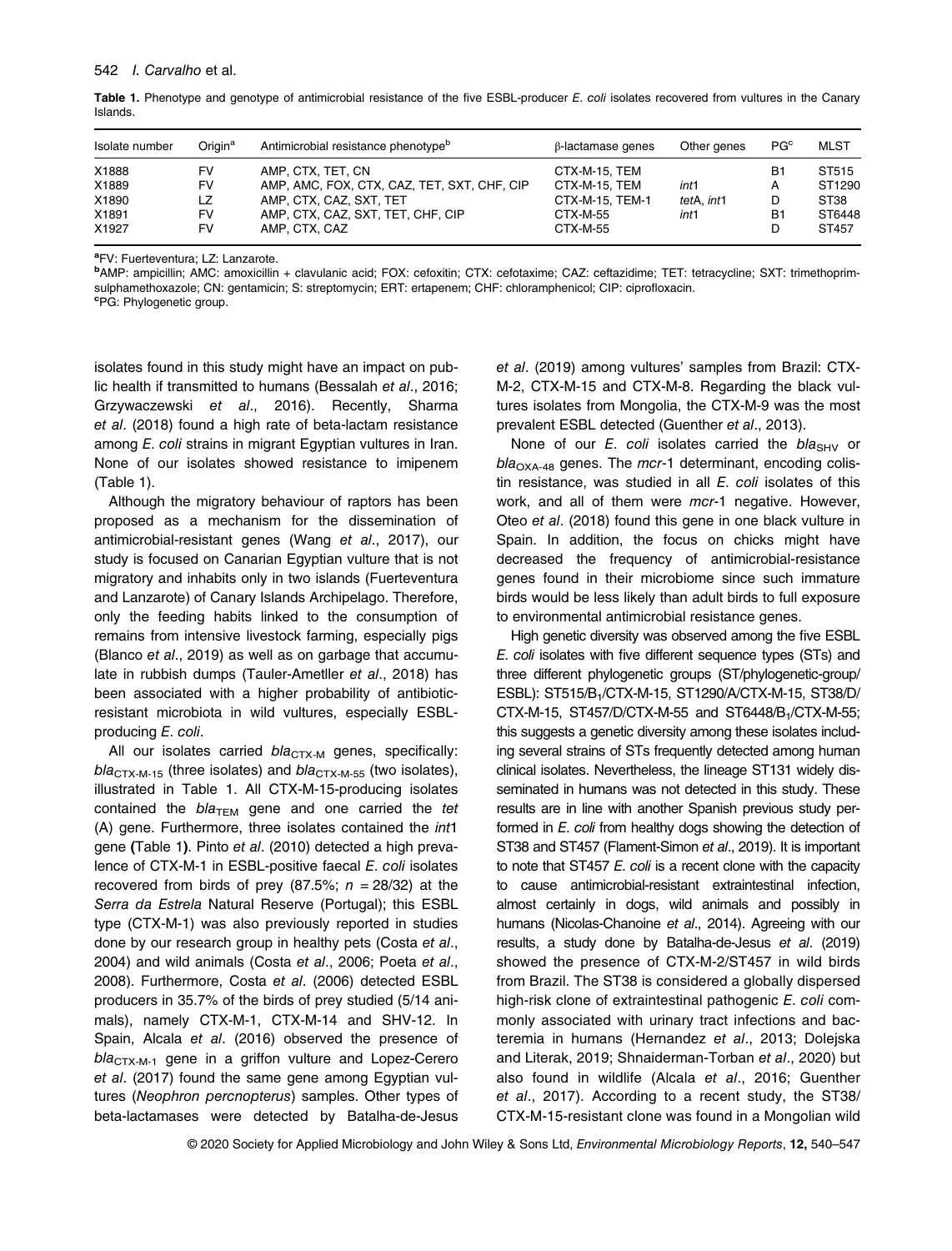**Table 1.** Phenotype and genotype of antimicrobial resistance of the five ESBL-producer *E. coli* isolates recovered from vultures in the Canary Islands.

| Isolate number | Origin[a] | Antimicrobial resistance phenotype[b] | β-lactamase genes | Other genes | PG[c] | MLST |
|---|---|---|---|---|---|---|
| X1888 | FV | AMP, CTX, TET, CN | CTX-M-15, TEM | | B1 | ST515 |
| X1889 | FV | AMP, AMC, FOX, CTX, CAZ, TET, SXT, CHF, CIP | CTX-M-15, TEM | *int*1 | A | ST1290 |
| X1890 | LZ | AMP, CTX, CAZ, SXT, TET | CTX-M-15, TEM-1 | *tet*A, *int*1 | D | ST38 |
| X1891 | FV | AMP, CTX, CAZ, SXT, TET, CHF, CIP | CTX-M-55 | *int*1 | B1 | ST6448 |
| X1927 | FV | AMP, CTX, CAZ | CTX-M-55 | | D | ST457 |

[a]FV: Fuerteventura; LZ: Lanzarote.
[b]AMP: ampicillin; AMC: amoxicillin + clavulanic acid; FOX: cefoxitin; CTX: cefotaxime; CAZ: ceftazidime; TET: tetracycline; SXT: trimethoprim-sulphamethoxazole; CN: gentamicin; S: streptomycin; ERT: ertapenem; CHF: chloramphenicol; CIP: ciprofloxacin.
[c]PG: Phylogenetic group.

isolates found in this study might have an impact on public health if transmitted to humans (Bessalah *et al*., 2016; Grzywaczewski *et al*., 2016). Recently, Sharma *et al*. (2018) found a high rate of beta-lactam resistance among *E. coli* strains in migrant Egyptian vultures in Iran. None of our isolates showed resistance to imipenem (Table 1).

Although the migratory behaviour of raptors has been proposed as a mechanism for the dissemination of antimicrobial-resistant genes (Wang *et al*., 2017), our study is focused on Canarian Egyptian vulture that is not migratory and inhabits only in two islands (Fuerteventura and Lanzarote) of Canary Islands Archipelago. Therefore, only the feeding habits linked to the consumption of remains from intensive livestock farming, especially pigs (Blanco *et al*., 2019) as well as on garbage that accumulate in rubbish dumps (Tauler-Ametller *et al*., 2018) has been associated with a higher probability of antibiotic-resistant microbiota in wild vultures, especially ESBL-producing *E. coli*.

All our isolates carried $bla_{CTX-M}$ genes, specifically: $bla_{CTX-M-15}$ (three isolates) and $bla_{CTX-M-55}$ (two isolates), illustrated in Table 1. All CTX-M-15-producing isolates contained the $bla_{TEM}$ gene and one carried the *tet* (A) gene. Furthermore, three isolates contained the *int*1 gene (Table 1). Pinto *et al*. (2010) detected a high prevalence of CTX-M-1 in ESBL-positive faecal *E. coli* isolates recovered from birds of prey (87.5%; $n = 28/32$) at the *Serra da Estrela* Natural Reserve (Portugal); this ESBL type (CTX-M-1) was also previously reported in studies done by our research group in healthy pets (Costa *et al*., 2004) and wild animals (Costa *et al*., 2006; Poeta *et al*., 2008). Furthermore, Costa *et al*. (2006) detected ESBL producers in 35.7% of the birds of prey studied (5/14 animals), namely CTX-M-1, CTX-M-14 and SHV-12. In Spain, Alcala *et al*. (2016) observed the presence of $bla_{CTX-M-1}$ gene in a griffon vulture and Lopez-Cerero *et al*. (2017) found the same gene among Egyptian vultures (*Neophron percnopterus*) samples. Other types of beta-lactamases were detected by Batalha-de-Jesus *et al*. (2019) among vultures' samples from Brazil: CTX-M-2, CTX-M-15 and CTX-M-8. Regarding the black vultures isolates from Mongolia, the CTX-M-9 was the most prevalent ESBL detected (Guenther *et al*., 2013).

None of our *E. coli* isolates carried the $bla_{SHV}$ or $bla_{OXA-48}$ genes. The *mcr*-1 determinant, encoding colistin resistance, was studied in all *E. coli* isolates of this work, and all of them were *mcr*-1 negative. However, Oteo *et al*. (2018) found this gene in one black vulture in Spain. In addition, the focus on chicks might have decreased the frequency of antimicrobial-resistance genes found in their microbiome since such immature birds would be less likely than adult birds to full exposure to environmental antimicrobial resistance genes.

High genetic diversity was observed among the five ESBL *E. coli* isolates with five different sequence types (STs) and three different phylogenetic groups (ST/phylogenetic-group/ESBL): ST515/$B_1$/CTX-M-15, ST1290/A/CTX-M-15, ST38/D/CTX-M-15, ST457/D/CTX-M-55 and ST6448/$B_1$/CTX-M-55; this suggests a genetic diversity among these isolates including several strains of STs frequently detected among human clinical isolates. Nevertheless, the lineage ST131 widely disseminated in humans was not detected in this study. These results are in line with another Spanish previous study performed in *E. coli* from healthy dogs showing the detection of ST38 and ST457 (Flament-Simon *et al*., 2019). It is important to note that ST457 *E. coli* is a recent clone with the capacity to cause antimicrobial-resistant extraintestinal infection, almost certainly in dogs, wild animals and possibly in humans (Nicolas-Chanoine *et al*., 2014). Agreeing with our results, a study done by Batalha-de-Jesus *et al*. (2019) showed the presence of CTX-M-2/ST457 in wild birds from Brazil. The ST38 is considered a globally dispersed high-risk clone of extraintestinal pathogenic *E. coli* commonly associated with urinary tract infections and bacteremia in humans (Hernandez *et al*., 2013; Dolejska and Literak, 2019; Shnaiderman-Torban *et al*., 2020) but also found in wildlife (Alcala *et al*., 2016; Guenther *et al*., 2017). According to a recent study, the ST38/CTX-M-15-resistant clone was found in a Mongolian wild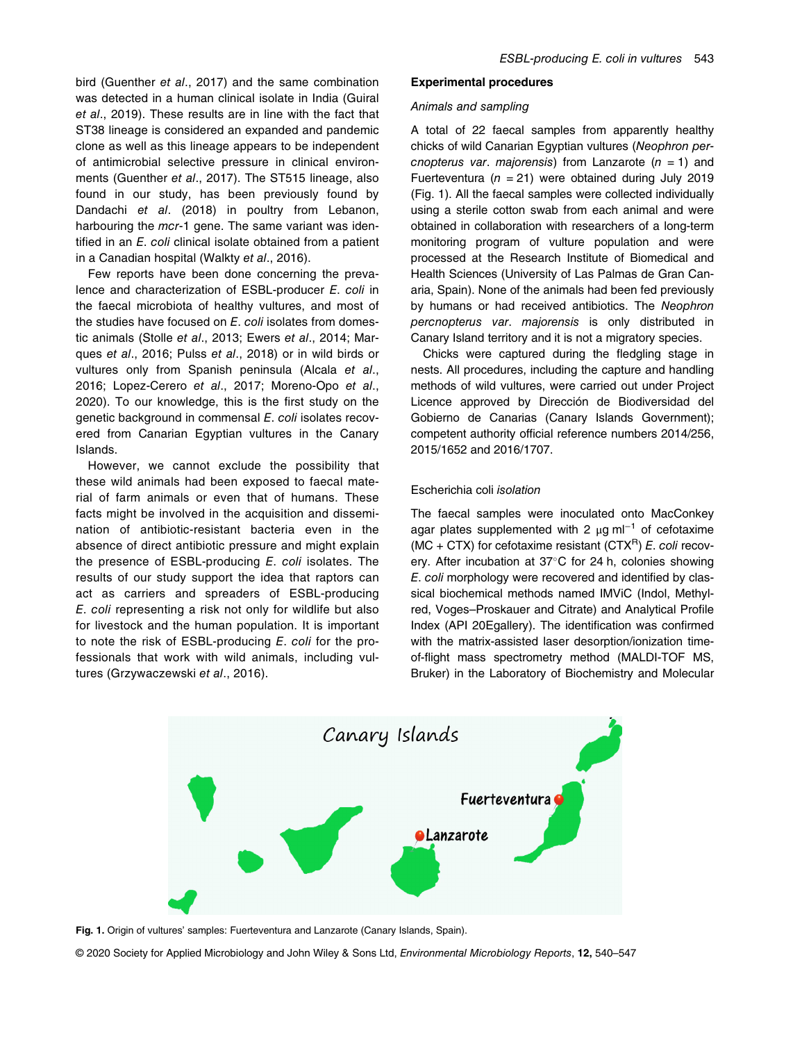bird (Guenther *et al*., 2017) and the same combination was detected in a human clinical isolate in India (Guiral *et al*., 2019). These results are in line with the fact that ST38 lineage is considered an expanded and pandemic clone as well as this lineage appears to be independent of antimicrobial selective pressure in clinical environments (Guenther *et al*., 2017). The ST515 lineage, also found in our study, has been previously found by Dandachi *et al*. (2018) in poultry from Lebanon, harbouring the *mcr*-1 gene. The same variant was identified in an *E. coli* clinical isolate obtained from a patient in a Canadian hospital (Walkty *et al*., 2016).

Few reports have been done concerning the prevalence and characterization of ESBL-producer *E. coli* in the faecal microbiota of healthy vultures, and most of the studies have focused on *E. coli* isolates from domestic animals (Stolle *et al*., 2013; Ewers *et al*., 2014; Marques *et al*., 2016; Pulss *et al*., 2018) or in wild birds or vultures only from Spanish peninsula (Alcala *et al*., 2016; Lopez-Cerero *et al*., 2017; Moreno-Opo *et al*., 2020). To our knowledge, this is the first study on the genetic background in commensal *E. coli* isolates recovered from Canarian Egyptian vultures in the Canary Islands.

However, we cannot exclude the possibility that these wild animals had been exposed to faecal material of farm animals or even that of humans. These facts might be involved in the acquisition and dissemination of antibiotic-resistant bacteria even in the absence of direct antibiotic pressure and might explain the presence of ESBL-producing *E. coli* isolates. The results of our study support the idea that raptors can act as carriers and spreaders of ESBL-producing *E. coli* representing a risk not only for wildlife but also for livestock and the human population. It is important to note the risk of ESBL-producing *E. coli* for the professionals that work with wild animals, including vultures (Grzywaczewski *et al*., 2016).

## Experimental procedures

### *Animals and sampling*

A total of 22 faecal samples from apparently healthy chicks of wild Canarian Egyptian vultures (*Neophron percnopterus var. majorensis*) from Lanzarote ($n = 1$) and Fuerteventura ($n = 21$) were obtained during July 2019 (Fig. 1). All the faecal samples were collected individually using a sterile cotton swab from each animal and were obtained in collaboration with researchers of a long-term monitoring program of vulture population and were processed at the Research Institute of Biomedical and Health Sciences (University of Las Palmas de Gran Canaria, Spain). None of the animals had been fed previously by humans or had received antibiotics. The *Neophron percnopterus var. majorensis* is only distributed in Canary Island territory and it is not a migratory species.

Chicks were captured during the fledgling stage in nests. All procedures, including the capture and handling methods of wild vultures, were carried out under Project Licence approved by Dirección de Biodiversidad del Gobierno de Canarias (Canary Islands Government); competent authority official reference numbers 2014/256, 2015/1652 and 2016/1707.

### Escherichia coli *isolation*

The faecal samples were inoculated onto MacConkey agar plates supplemented with 2 μg ml$^{-1}$ of cefotaxime (MC + CTX) for cefotaxime resistant (CTX$^R$) *E. coli* recovery. After incubation at 37°C for 24 h, colonies showing *E. coli* morphology were recovered and identified by classical biochemical methods named IMViC (Indol, Methyl-red, Voges–Proskauer and Citrate) and Analytical Profile Index (API 20Egallery). The identification was confirmed with the matrix-assisted laser desorption/ionization time-of-flight mass spectrometry method (MALDI-TOF MS, Bruker) in the Laboratory of Biochemistry and Molecular

**Fig. 1.** Origin of vultures' samples: Fuerteventura and Lanzarote (Canary Islands, Spain).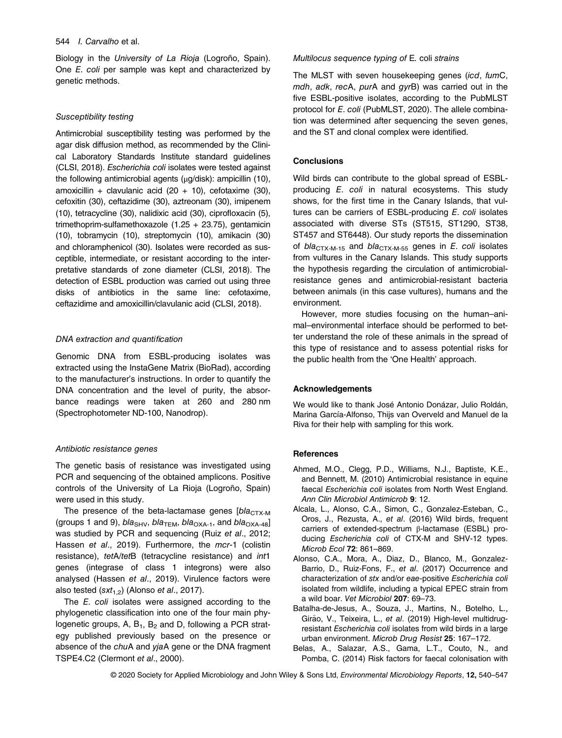Biology in the *University of La Rioja* (Logroño, Spain). One *E. coli* per sample was kept and characterized by genetic methods.

### *Susceptibility testing*

Antimicrobial susceptibility testing was performed by the agar disk diffusion method, as recommended by the Clinical Laboratory Standards Institute standard guidelines (CLSI, 2018). *Escherichia coli* isolates were tested against the following antimicrobial agents (μg/disk): ampicillin (10), amoxicillin + clavulanic acid (20 + 10), cefotaxime (30), cefoxitin (30), ceftazidime (30), aztreonam (30), imipenem (10), tetracycline (30), nalidixic acid (30), ciprofloxacin (5), trimethoprim-sulfamethoxazole (1.25 + 23.75), gentamicin (10), tobramycin (10), streptomycin (10), amikacin (30) and chloramphenicol (30). Isolates were recorded as susceptible, intermediate, or resistant according to the interpretative standards of zone diameter (CLSI, 2018). The detection of ESBL production was carried out using three disks of antibiotics in the same line: cefotaxime, ceftazidime and amoxicillin/clavulanic acid (CLSI, 2018).

### *DNA extraction and quantification*

Genomic DNA from ESBL-producing isolates was extracted using the InstaGene Matrix (BioRad), according to the manufacturer's instructions. In order to quantify the DNA concentration and the level of purity, the absorbance readings were taken at 260 and 280 nm (Spectrophotometer ND-100, Nanodrop).

### *Antibiotic resistance genes*

The genetic basis of resistance was investigated using PCR and sequencing of the obtained amplicons. Positive controls of the University of La Rioja (Logroño, Spain) were used in this study.

The presence of the beta-lactamase genes [$bla_{CTX\text{-}M}$ (groups 1 and 9), $bla_{SHV}$, $bla_{TEM}$, $bla_{OXA\text{-}1}$, and $bla_{OXA\text{-}48}$] was studied by PCR and sequencing (Ruiz *et al*., 2012; Hassen *et al*., 2019). Furthermore, the *mcr*-1 (colistin resistance), *tet*A/*tet*B (tetracycline resistance) and *int*1 genes (integrase of class 1 integrons) were also analysed (Hassen *et al*., 2019). Virulence factors were also tested ($sxt_{1,2}$) (Alonso *et al*., 2017).

The *E. coli* isolates were assigned according to the phylogenetic classification into one of the four main phylogenetic groups, A, $B_1$, $B_2$ and D, following a PCR strategy published previously based on the presence or absence of the *chu*A and *yja*A gene or the DNA fragment TSPE4.C2 (Clermont *et al*., 2000).

### *Multilocus sequence typing of* E. coli *strains*

The MLST with seven housekeeping genes (*icd*, *fum*C, *mdh*, *adk*, *rec*A, *pur*A and *gyr*B) was carried out in the five ESBL-positive isolates, according to the PubMLST protocol for *E. coli* (PubMLST, 2020). The allele combination was determined after sequencing the seven genes, and the ST and clonal complex were identified.

## Conclusions

Wild birds can contribute to the global spread of ESBL-producing *E. coli* in natural ecosystems. This study shows, for the first time in the Canary Islands, that vultures can be carriers of ESBL-producing *E. coli* isolates associated with diverse STs (ST515, ST1290, ST38, ST457 and ST6448). Our study reports the dissemination of $bla_{CTX\text{-}M\text{-}15}$ and $bla_{CTX\text{-}M\text{-}55}$ genes in *E. coli* isolates from vultures in the Canary Islands. This study supports the hypothesis regarding the circulation of antimicrobial-resistance genes and antimicrobial-resistant bacteria between animals (in this case vultures), humans and the environment.

However, more studies focusing on the human–animal–environmental interface should be performed to better understand the role of these animals in the spread of this type of resistance and to assess potential risks for the public health from the 'One Health' approach.

## Acknowledgements

We would like to thank José Antonio Donázar, Julio Roldán, Marina García-Alfonso, Thijs van Overveld and Manuel de la Riva for their help with sampling for this work.

## References

Ahmed, M.O., Clegg, P.D., Williams, N.J., Baptiste, K.E., and Bennett, M. (2010) Antimicrobial resistance in equine faecal *Escherichia coli* isolates from North West England. *Ann Clin Microbiol Antimicrob* **9**: 12.

Alcala, L., Alonso, C.A., Simon, C., Gonzalez-Esteban, C., Oros, J., Rezusta, A., *et al*. (2016) Wild birds, frequent carriers of extended-spectrum β-lactamase (ESBL) producing *Escherichia coli* of CTX-M and SHV-12 types. *Microb Ecol* **72**: 861–869.

Alonso, C.A., Mora, A., Diaz, D., Blanco, M., Gonzalez-Barrio, D., Ruiz-Fons, F., *et al*. (2017) Occurrence and characterization of *stx* and/or *eae*-positive *Escherichia coli* isolated from wildlife, including a typical EPEC strain from a wild boar. *Vet Microbiol* **207**: 69–73.

Batalha-de-Jesus, A., Souza, J., Martins, N., Botelho, L., Girão, V., Teixeira, L., *et al*. (2019) High-level multidrug-resistant *Escherichia coli* isolates from wild birds in a large urban environment. *Microb Drug Resist* **25**: 167–172.

Belas, A., Salazar, A.S., Gama, L.T., Couto, N., and Pomba, C. (2014) Risk factors for faecal colonisation with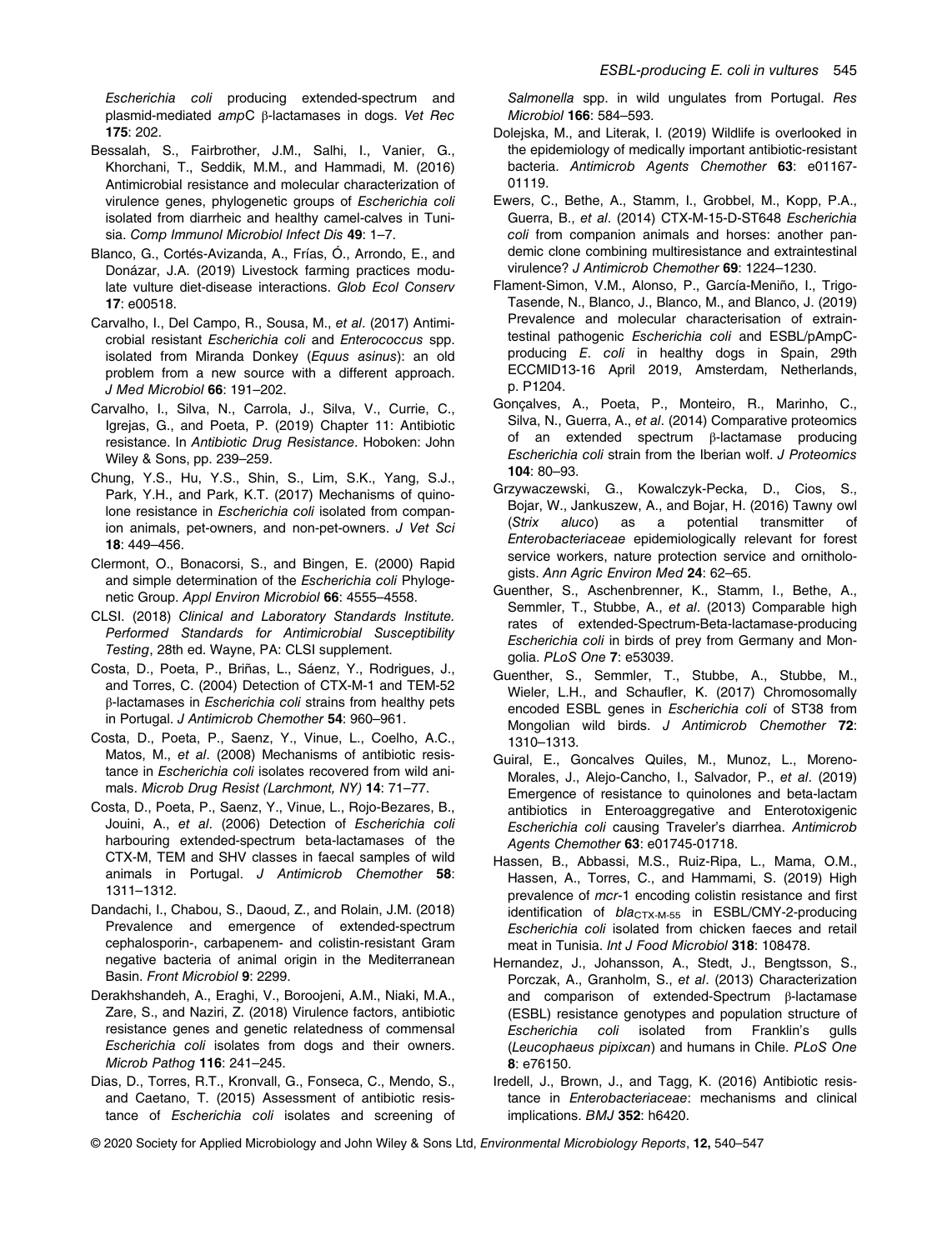*Escherichia coli* producing extended-spectrum and plasmid-mediated *ampC* β-lactamases in dogs. *Vet Rec* **175**: 202.

Bessalah, S., Fairbrother, J.M., Salhi, I., Vanier, G., Khorchani, T., Seddik, M.M., and Hammadi, M. (2016) Antimicrobial resistance and molecular characterization of virulence genes, phylogenetic groups of *Escherichia coli* isolated from diarrheic and healthy camel-calves in Tunisia. *Comp Immunol Microbiol Infect Dis* **49**: 1–7.

Blanco, G., Cortés-Avizanda, A., Frías, Ó., Arrondo, E., and Donázar, J.A. (2019) Livestock farming practices modulate vulture diet-disease interactions. *Glob Ecol Conserv* **17**: e00518.

Carvalho, I., Del Campo, R., Sousa, M., *et al*. (2017) Antimicrobial resistant *Escherichia coli* and *Enterococcus* spp. isolated from Miranda Donkey (*Equus asinus*): an old problem from a new source with a different approach. *J Med Microbiol* **66**: 191–202.

Carvalho, I., Silva, N., Carrola, J., Silva, V., Currie, C., Igrejas, G., and Poeta, P. (2019) Chapter 11: Antibiotic resistance. In *Antibiotic Drug Resistance*. Hoboken: John Wiley & Sons, pp. 239–259.

Chung, Y.S., Hu, Y.S., Shin, S., Lim, S.K., Yang, S.J., Park, Y.H., and Park, K.T. (2017) Mechanisms of quinolone resistance in *Escherichia coli* isolated from companion animals, pet-owners, and non-pet-owners. *J Vet Sci* **18**: 449–456.

Clermont, O., Bonacorsi, S., and Bingen, E. (2000) Rapid and simple determination of the *Escherichia coli* Phylogenetic Group. *Appl Environ Microbiol* **66**: 4555–4558.

CLSI. (2018) *Clinical and Laboratory Standards Institute. Performed Standards for Antimicrobial Susceptibility Testing*, 28th ed. Wayne, PA: CLSI supplement.

Costa, D., Poeta, P., Briñas, L., Sáenz, Y., Rodrigues, J., and Torres, C. (2004) Detection of CTX-M-1 and TEM-52 β-lactamases in *Escherichia coli* strains from healthy pets in Portugal. *J Antimicrob Chemother* **54**: 960–961.

Costa, D., Poeta, P., Saenz, Y., Vinue, L., Coelho, A.C., Matos, M., *et al*. (2008) Mechanisms of antibiotic resistance in *Escherichia coli* isolates recovered from wild animals. *Microb Drug Resist (Larchmont, NY)* **14**: 71–77.

Costa, D., Poeta, P., Saenz, Y., Vinue, L., Rojo-Bezares, B., Jouini, A., *et al*. (2006) Detection of *Escherichia coli* harbouring extended-spectrum beta-lactamases of the CTX-M, TEM and SHV classes in faecal samples of wild animals in Portugal. *J Antimicrob Chemother* **58**: 1311–1312.

Dandachi, I., Chabou, S., Daoud, Z., and Rolain, J.M. (2018) Prevalence and emergence of extended-spectrum cephalosporin-, carbapenem- and colistin-resistant Gram negative bacteria of animal origin in the Mediterranean Basin. *Front Microbiol* **9**: 2299.

Derakhshandeh, A., Eraghi, V., Boroojeni, A.M., Niaki, M.A., Zare, S., and Naziri, Z. (2018) Virulence factors, antibiotic resistance genes and genetic relatedness of commensal *Escherichia coli* isolates from dogs and their owners. *Microb Pathog* **116**: 241–245.

Dias, D., Torres, R.T., Kronvall, G., Fonseca, C., Mendo, S., and Caetano, T. (2015) Assessment of antibiotic resistance of *Escherichia coli* isolates and screening of *Salmonella* spp. in wild ungulates from Portugal. *Res Microbiol* **166**: 584–593.

Dolejska, M., and Literak, I. (2019) Wildlife is overlooked in the epidemiology of medically important antibiotic-resistant bacteria. *Antimicrob Agents Chemother* **63**: e01167-01119.

Ewers, C., Bethe, A., Stamm, I., Grobbel, M., Kopp, P.A., Guerra, B., *et al*. (2014) CTX-M-15-D-ST648 *Escherichia coli* from companion animals and horses: another pandemic clone combining multiresistance and extraintestinal virulence? *J Antimicrob Chemother* **69**: 1224–1230.

Flament-Simon, V.M., Alonso, P., García-Meniño, I., Trigo-Tasende, N., Blanco, J., Blanco, M., and Blanco, J. (2019) Prevalence and molecular characterisation of extraintestinal pathogenic *Escherichia coli* and ESBL/pAmpC-producing *E. coli* in healthy dogs in Spain, 29th ECCMID13-16 April 2019, Amsterdam, Netherlands, p. P1204.

Gonçalves, A., Poeta, P., Monteiro, R., Marinho, C., Silva, N., Guerra, A., *et al*. (2014) Comparative proteomics of an extended spectrum β-lactamase producing *Escherichia coli* strain from the Iberian wolf. *J Proteomics* **104**: 80–93.

Grzywaczewski, G., Kowalczyk-Pecka, D., Cios, S., Bojar, W., Jankuszew, A., and Bojar, H. (2016) Tawny owl (*Strix aluco*) as a potential transmitter of *Enterobacteriaceae* epidemiologically relevant for forest service workers, nature protection service and ornithologists. *Ann Agric Environ Med* **24**: 62–65.

Guenther, S., Aschenbrenner, K., Stamm, I., Bethe, A., Semmler, T., Stubbe, A., *et al*. (2013) Comparable high rates of extended-Spectrum-Beta-lactamase-producing *Escherichia coli* in birds of prey from Germany and Mongolia. *PLoS One* **7**: e53039.

Guenther, S., Semmler, T., Stubbe, A., Stubbe, M., Wieler, L.H., and Schaufler, K. (2017) Chromosomally encoded ESBL genes in *Escherichia coli* of ST38 from Mongolian wild birds. *J Antimicrob Chemother* **72**: 1310–1313.

Guiral, E., Goncalves Quiles, M., Munoz, L., Moreno-Morales, J., Alejo-Cancho, I., Salvador, P., *et al*. (2019) Emergence of resistance to quinolones and beta-lactam antibiotics in Enteroaggregative and Enterotoxigenic *Escherichia coli* causing Traveler's diarrhea. *Antimicrob Agents Chemother* **63**: e01745-01718.

Hassen, B., Abbassi, M.S., Ruiz-Ripa, L., Mama, O.M., Hassen, A., Torres, C., and Hammami, S. (2019) High prevalence of *mcr*-1 encoding colistin resistance and first identification of $bla_{CTX\text{-}M\text{-}55}$ in ESBL/CMY-2-producing *Escherichia coli* isolated from chicken faeces and retail meat in Tunisia. *Int J Food Microbiol* **318**: 108478.

Hernandez, J., Johansson, A., Stedt, J., Bengtsson, S., Porczak, A., Granholm, S., *et al*. (2013) Characterization and comparison of extended-Spectrum β-lactamase (ESBL) resistance genotypes and population structure of *Escherichia coli* isolated from Franklin's gulls (*Leucophaeus pipixcan*) and humans in Chile. *PLoS One* **8**: e76150.

Iredell, J., Brown, J., and Tagg, K. (2016) Antibiotic resistance in *Enterobacteriaceae*: mechanisms and clinical implications. *BMJ* **352**: h6420.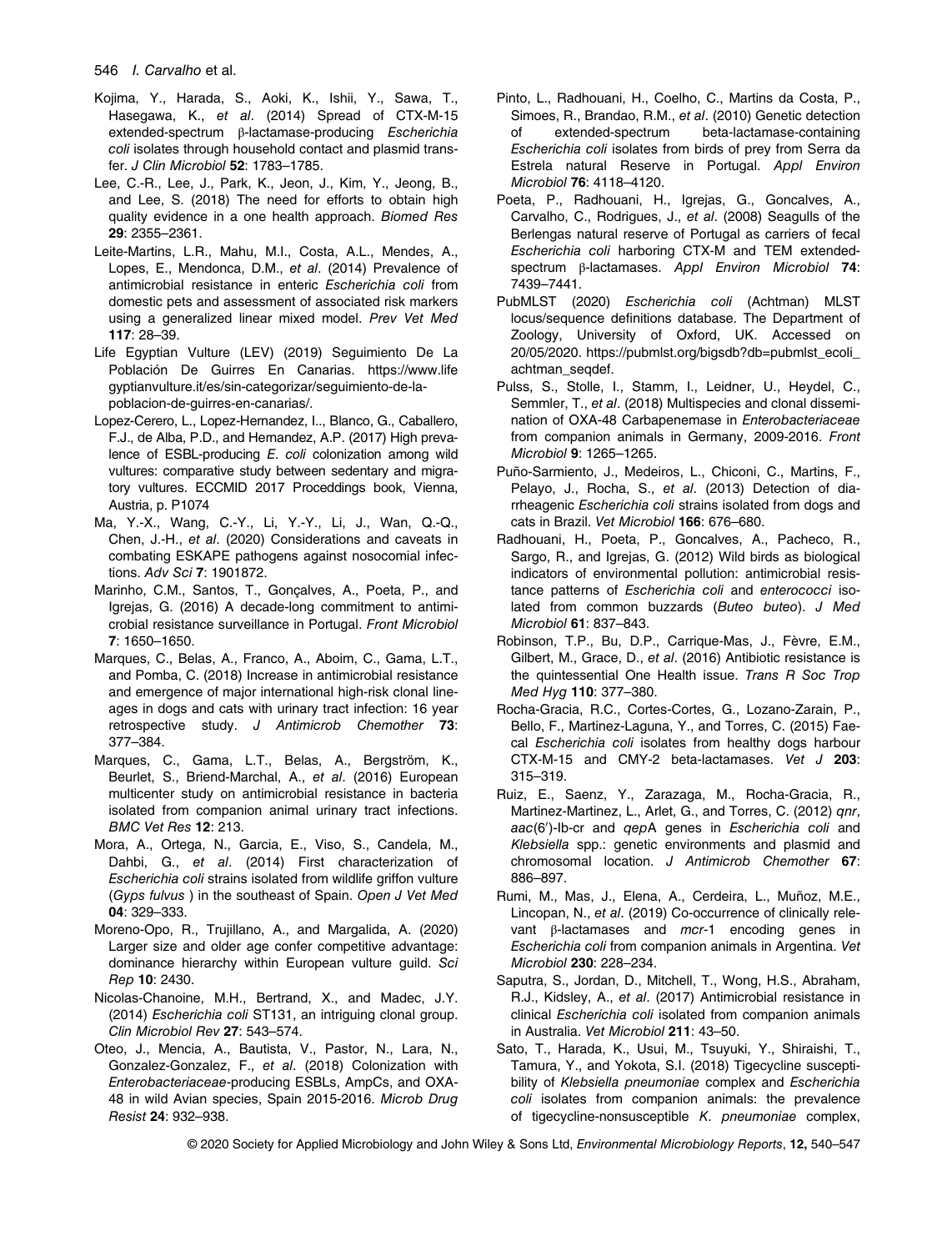Kojima, Y., Harada, S., Aoki, K., Ishii, Y., Sawa, T., Hasegawa, K., *et al*. (2014) Spread of CTX-M-15 extended-spectrum β-lactamase-producing *Escherichia coli* isolates through household contact and plasmid transfer. *J Clin Microbiol* **52**: 1783–1785.

Lee, C.-R., Lee, J., Park, K., Jeon, J., Kim, Y., Jeong, B., and Lee, S. (2018) The need for efforts to obtain high quality evidence in a one health approach. *Biomed Res* **29**: 2355–2361.

Leite-Martins, L.R., Mahu, M.I., Costa, A.L., Mendes, A., Lopes, E., Mendonca, D.M., *et al*. (2014) Prevalence of antimicrobial resistance in enteric *Escherichia coli* from domestic pets and assessment of associated risk markers using a generalized linear mixed model. *Prev Vet Med* **117**: 28–39.

Life Egyptian Vulture (LEV) (2019) Seguimiento De La Población De Guirres En Canarias. https://www.lifegyptianvulture.it/es/sin-categorizar/seguimiento-de-la-poblacion-de-guirres-en-canarias/.

Lopez-Cerero, L., Lopez-Hernandez, I.., Blanco, G., Caballero, F.J., de Alba, P.D., and Hernandez, A.P. (2017) High prevalence of ESBL-producing *E. coli* colonization among wild vultures: comparative study between sedentary and migratory vultures. ECCMID 2017 Proceddings book, Vienna, Austria, p. P1074

Ma, Y.-X., Wang, C.-Y., Li, Y.-Y., Li, J., Wan, Q.-Q., Chen, J.-H., *et al*. (2020) Considerations and caveats in combating ESKAPE pathogens against nosocomial infections. *Adv Sci* **7**: 1901872.

Marinho, C.M., Santos, T., Gonçalves, A., Poeta, P., and Igrejas, G. (2016) A decade-long commitment to antimicrobial resistance surveillance in Portugal. *Front Microbiol* **7**: 1650–1650.

Marques, C., Belas, A., Franco, A., Aboim, C., Gama, L.T., and Pomba, C. (2018) Increase in antimicrobial resistance and emergence of major international high-risk clonal lineages in dogs and cats with urinary tract infection: 16 year retrospective study. *J Antimicrob Chemother* **73**: 377–384.

Marques, C., Gama, L.T., Belas, A., Bergström, K., Beurlet, S., Briend-Marchal, A., *et al*. (2016) European multicenter study on antimicrobial resistance in bacteria isolated from companion animal urinary tract infections. *BMC Vet Res* **12**: 213.

Mora, A., Ortega, N., Garcia, E., Viso, S., Candela, M., Dahbi, G., *et al*. (2014) First characterization of *Escherichia coli* strains isolated from wildlife griffon vulture (*Gyps fulvus* ) in the southeast of Spain. *Open J Vet Med* **04**: 329–333.

Moreno-Opo, R., Trujillano, A., and Margalida, A. (2020) Larger size and older age confer competitive advantage: dominance hierarchy within European vulture guild. *Sci Rep* **10**: 2430.

Nicolas-Chanoine, M.H., Bertrand, X., and Madec, J.Y. (2014) *Escherichia coli* ST131, an intriguing clonal group. *Clin Microbiol Rev* **27**: 543–574.

Oteo, J., Mencia, A., Bautista, V., Pastor, N., Lara, N., Gonzalez-Gonzalez, F., *et al*. (2018) Colonization with *Enterobacteriaceae*-producing ESBLs, AmpCs, and OXA-48 in wild Avian species, Spain 2015-2016. *Microb Drug Resist* **24**: 932–938.

Pinto, L., Radhouani, H., Coelho, C., Martins da Costa, P., Simoes, R., Brandao, R.M., *et al*. (2010) Genetic detection of extended-spectrum beta-lactamase-containing *Escherichia coli* isolates from birds of prey from Serra da Estrela natural Reserve in Portugal. *Appl Environ Microbiol* **76**: 4118–4120.

Poeta, P., Radhouani, H., Igrejas, G., Goncalves, A., Carvalho, C., Rodrigues, J., *et al*. (2008) Seagulls of the Berlengas natural reserve of Portugal as carriers of fecal *Escherichia coli* harboring CTX-M and TEM extended-spectrum β-lactamases. *Appl Environ Microbiol* **74**: 7439–7441.

PubMLST (2020) *Escherichia coli* (Achtman) MLST locus/sequence definitions database. The Department of Zoology, University of Oxford, UK. Accessed on 20/05/2020. https://pubmlst.org/bigsdb?db=pubmlst_ecoli_achtman_seqdef.

Pulss, S., Stolle, I., Stamm, I., Leidner, U., Heydel, C., Semmler, T., *et al*. (2018) Multispecies and clonal dissemination of OXA-48 Carbapenemase in *Enterobacteriaceae* from companion animals in Germany, 2009-2016. *Front Microbiol* **9**: 1265–1265.

Puño-Sarmiento, J., Medeiros, L., Chiconi, C., Martins, F., Pelayo, J., Rocha, S., *et al*. (2013) Detection of diarrheagenic *Escherichia coli* strains isolated from dogs and cats in Brazil. *Vet Microbiol* **166**: 676–680.

Radhouani, H., Poeta, P., Goncalves, A., Pacheco, R., Sargo, R., and Igrejas, G. (2012) Wild birds as biological indicators of environmental pollution: antimicrobial resistance patterns of *Escherichia coli* and *enterococci* isolated from common buzzards (*Buteo buteo*). *J Med Microbiol* **61**: 837–843.

Robinson, T.P., Bu, D.P., Carrique-Mas, J., Fèvre, E.M., Gilbert, M., Grace, D., *et al*. (2016) Antibiotic resistance is the quintessential One Health issue. *Trans R Soc Trop Med Hyg* **110**: 377–380.

Rocha-Gracia, R.C., Cortes-Cortes, G., Lozano-Zarain, P., Bello, F., Martinez-Laguna, Y., and Torres, C. (2015) Faecal *Escherichia coli* isolates from healthy dogs harbour CTX-M-15 and CMY-2 beta-lactamases. *Vet J* **203**: 315–319.

Ruiz, E., Saenz, Y., Zarazaga, M., Rocha-Gracia, R., Martinez-Martinez, L., Arlet, G., and Torres, C. (2012) *qnr*, *aac*(6′)-Ib-cr and *qep*A genes in *Escherichia coli* and *Klebsiella* spp.: genetic environments and plasmid and chromosomal location. *J Antimicrob Chemother* **67**: 886–897.

Rumi, M., Mas, J., Elena, A., Cerdeira, L., Muñoz, M.E., Lincopan, N., *et al*. (2019) Co-occurrence of clinically relevant β-lactamases and *mcr*-1 encoding genes in *Escherichia coli* from companion animals in Argentina. *Vet Microbiol* **230**: 228–234.

Saputra, S., Jordan, D., Mitchell, T., Wong, H.S., Abraham, R.J., Kidsley, A., *et al*. (2017) Antimicrobial resistance in clinical *Escherichia coli* isolated from companion animals in Australia. *Vet Microbiol* **211**: 43–50.

Sato, T., Harada, K., Usui, M., Tsuyuki, Y., Shiraishi, T., Tamura, Y., and Yokota, S.I. (2018) Tigecycline susceptibility of *Klebsiella pneumoniae* complex and *Escherichia coli* isolates from companion animals: the prevalence of tigecycline-nonsusceptible *K. pneumoniae* complex,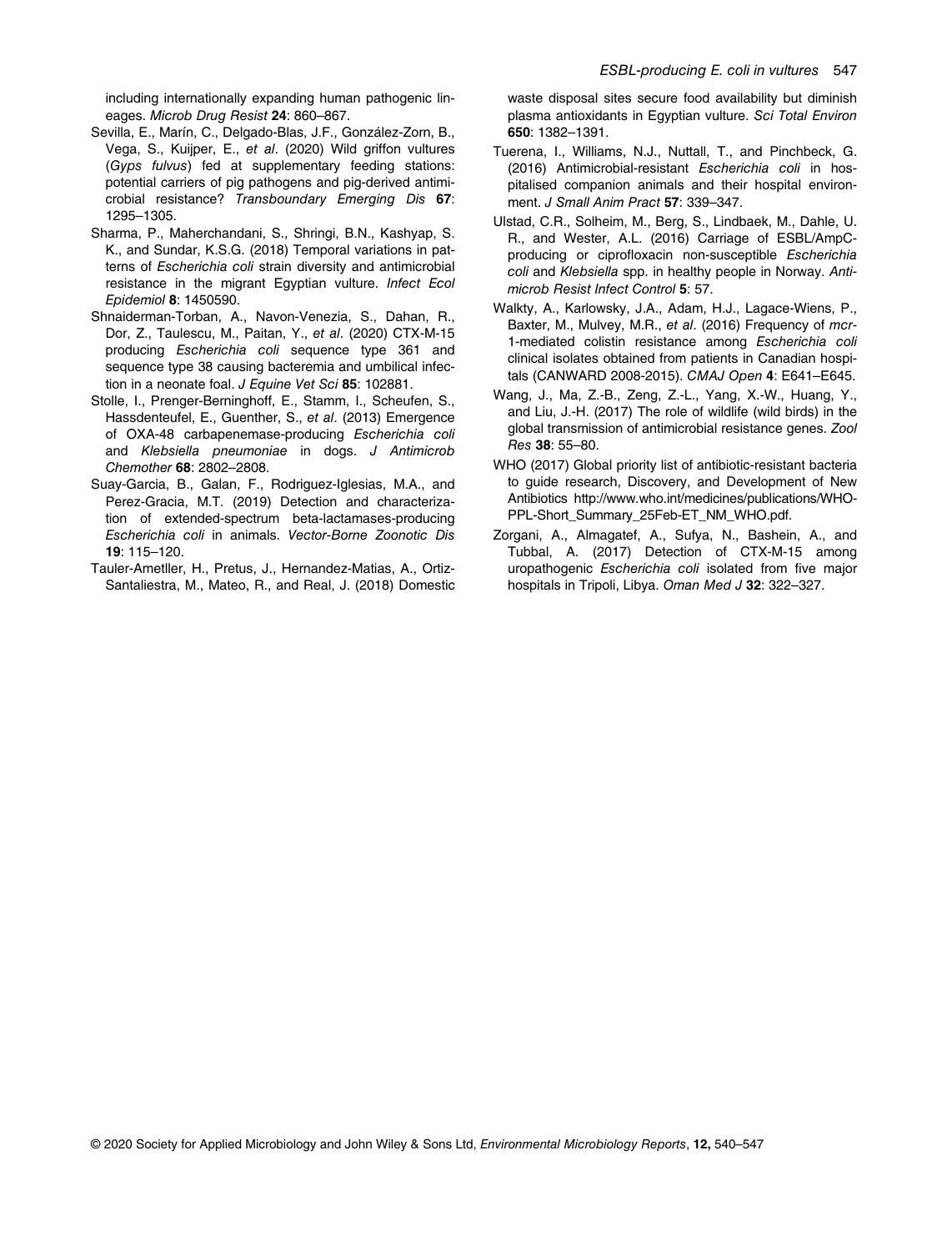including internationally expanding human pathogenic lineages. *Microb Drug Resist* **24**: 860–867.

Sevilla, E., Marín, C., Delgado-Blas, J.F., González-Zorn, B., Vega, S., Kuijper, E., *et al*. (2020) Wild griffon vultures (*Gyps fulvus*) fed at supplementary feeding stations: potential carriers of pig pathogens and pig-derived antimicrobial resistance? *Transboundary Emerging Dis* **67**: 1295–1305.

Sharma, P., Maherchandani, S., Shringi, B.N., Kashyap, S. K., and Sundar, K.S.G. (2018) Temporal variations in patterns of *Escherichia coli* strain diversity and antimicrobial resistance in the migrant Egyptian vulture. *Infect Ecol Epidemiol* **8**: 1450590.

Shnaiderman-Torban, A., Navon-Venezia, S., Dahan, R., Dor, Z., Taulescu, M., Paitan, Y., *et al*. (2020) CTX-M-15 producing *Escherichia coli* sequence type 361 and sequence type 38 causing bacteremia and umbilical infection in a neonate foal. *J Equine Vet Sci* **85**: 102881.

Stolle, I., Prenger-Berninghoff, E., Stamm, I., Scheufen, S., Hassdenteufel, E., Guenther, S., *et al*. (2013) Emergence of OXA-48 carbapenemase-producing *Escherichia coli* and *Klebsiella pneumoniae* in dogs. *J Antimicrob Chemother* **68**: 2802–2808.

Suay-Garcia, B., Galan, F., Rodriguez-Iglesias, M.A., and Perez-Gracia, M.T. (2019) Detection and characterization of extended-spectrum beta-lactamases-producing *Escherichia coli* in animals. *Vector-Borne Zoonotic Dis* **19**: 115–120.

Tauler-Ametller, H., Pretus, J., Hernandez-Matias, A., Ortiz-Santaliestra, M., Mateo, R., and Real, J. (2018) Domestic waste disposal sites secure food availability but diminish plasma antioxidants in Egyptian vulture. *Sci Total Environ* **650**: 1382–1391.

Tuerena, I., Williams, N.J., Nuttall, T., and Pinchbeck, G. (2016) Antimicrobial-resistant *Escherichia coli* in hospitalised companion animals and their hospital environment. *J Small Anim Pract* **57**: 339–347.

Ulstad, C.R., Solheim, M., Berg, S., Lindbaek, M., Dahle, U. R., and Wester, A.L. (2016) Carriage of ESBL/AmpC-producing or ciprofloxacin non-susceptible *Escherichia coli* and *Klebsiella* spp. in healthy people in Norway. *Antimicrob Resist Infect Control* **5**: 57.

Walkty, A., Karlowsky, J.A., Adam, H.J., Lagace-Wiens, P., Baxter, M., Mulvey, M.R., *et al*. (2016) Frequency of *mcr*-1-mediated colistin resistance among *Escherichia coli* clinical isolates obtained from patients in Canadian hospitals (CANWARD 2008-2015). *CMAJ Open* **4**: E641–E645.

Wang, J., Ma, Z.-B., Zeng, Z.-L., Yang, X.-W., Huang, Y., and Liu, J.-H. (2017) The role of wildlife (wild birds) in the global transmission of antimicrobial resistance genes. *Zool Res* **38**: 55–80.

WHO (2017) Global priority list of antibiotic-resistant bacteria to guide research, Discovery, and Development of New Antibiotics http://www.who.int/medicines/publications/WHO-PPL-Short_Summary_25Feb-ET_NM_WHO.pdf.

Zorgani, A., Almagatef, A., Sufya, N., Bashein, A., and Tubbal, A. (2017) Detection of CTX-M-15 among uropathogenic *Escherichia coli* isolated from five major hospitals in Tripoli, Libya. *Oman Med J* **32**: 322–327.